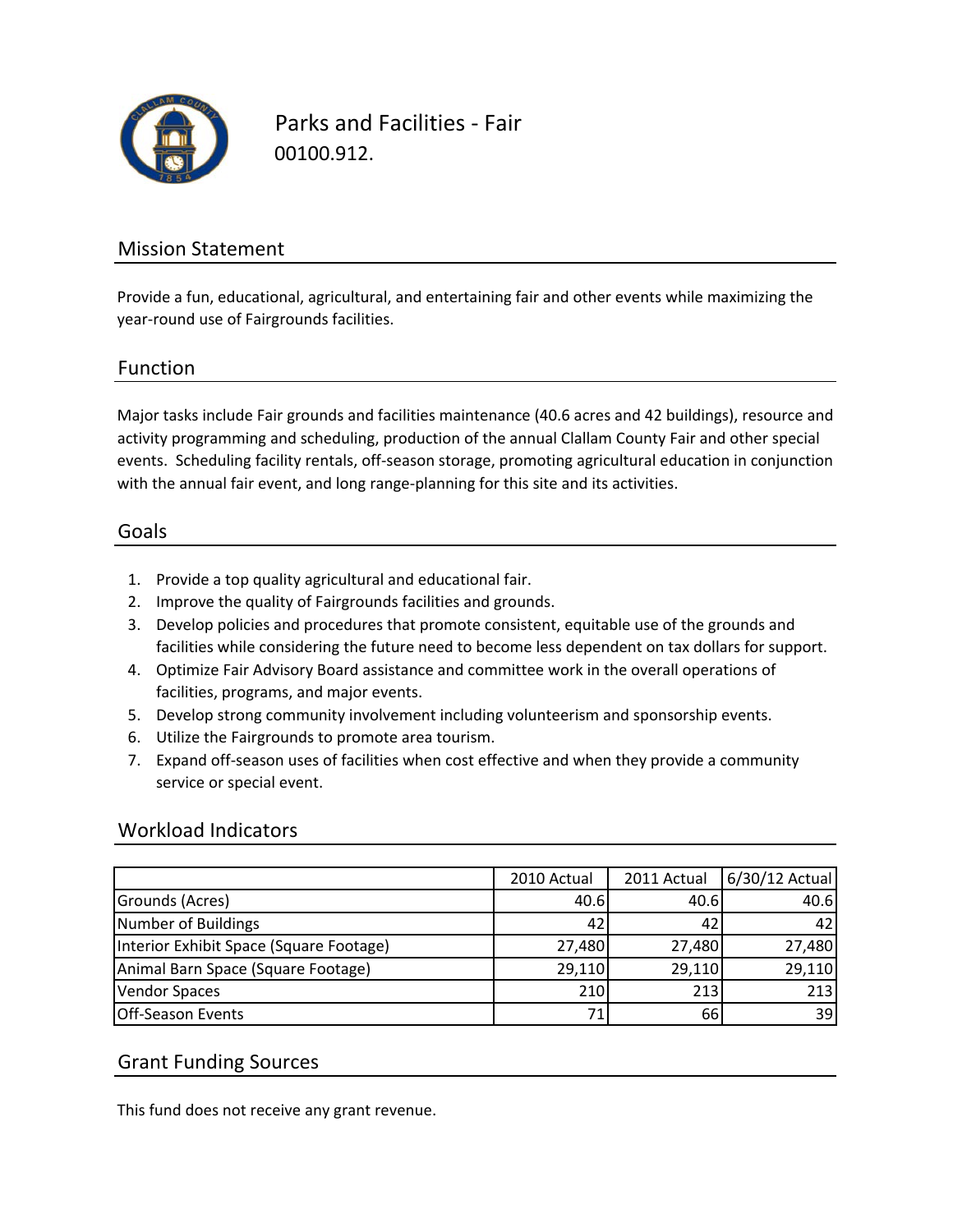# Parks and Facilities - Fair

00100.912.

## Mission Statement

Provide a fun, educational, agricultural, and entertaining fair and other events while maximizing the year-round use of Fairgrounds facilities.

## Function

Major tasks include Fair grounds and facilities maintenance (40.6 acres and 42 buildings), resource and activity programming and scheduling, production of the annual Clallam County Fair and other special events. Scheduling facility rentals, off-season storage, promoting agricultural education in conjunction with the annual fair event, and long range-planning for this site and its activities.

## Goals

1. Provide a top quality agricultural and educational fair.
2. Improve the quality of Fairgrounds facilities and grounds.
3. Develop policies and procedures that promote consistent, equitable use of the grounds and facilities while considering the future need to become less dependent on tax dollars for support.
4. Optimize Fair Advisory Board assistance and committee work in the overall operations of facilities, programs, and major events.
5. Develop strong community involvement including volunteerism and sponsorship events.
6. Utilize the Fairgrounds to promote area tourism.
7. Expand off-season uses of facilities when cost effective and when they provide a community service or special event.

## Workload Indicators

| | 2010 Actual | 2011 Actual | 6/30/12 Actual |
|---|---|---|---|
| Grounds (Acres) | 40.6 | 40.6 | 40.6 |
| Number of Buildings | 42 | 42 | 42 |
| Interior Exhibit Space (Square Footage) | 27,480 | 27,480 | 27,480 |
| Animal Barn Space (Square Footage) | 29,110 | 29,110 | 29,110 |
| Vendor Spaces | 210 | 213 | 213 |
| Off-Season Events | 71 | 66 | 39 |

## Grant Funding Sources

This fund does not receive any grant revenue.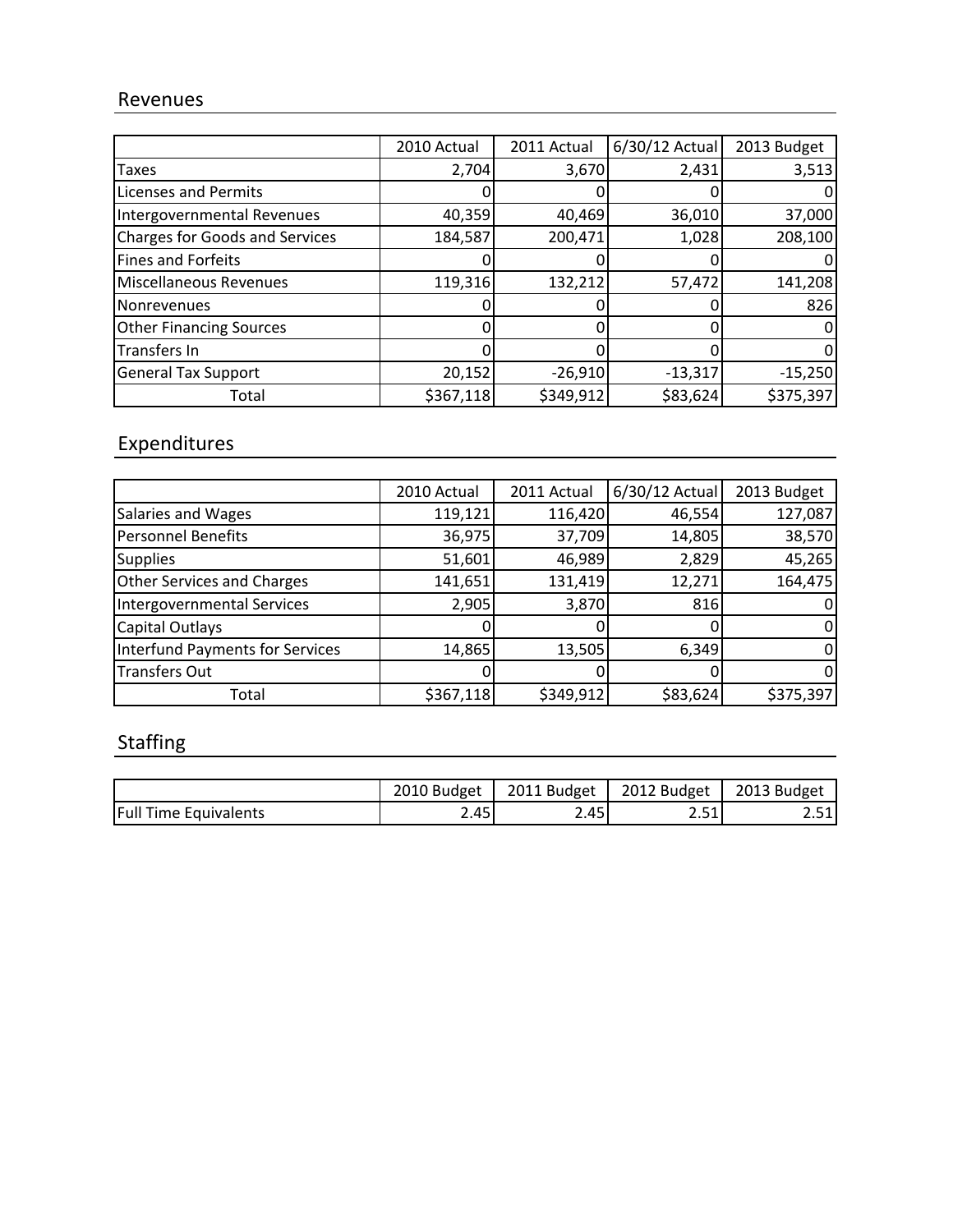## Revenues

| | 2010 Actual | 2011 Actual | 6/30/12 Actual | 2013 Budget |
|---|---|---|---|---|
| Taxes | 2,704 | 3,670 | 2,431 | 3,513 |
| Licenses and Permits | 0 | 0 | 0 | 0 |
| Intergovernmental Revenues | 40,359 | 40,469 | 36,010 | 37,000 |
| Charges for Goods and Services | 184,587 | 200,471 | 1,028 | 208,100 |
| Fines and Forfeits | 0 | 0 | 0 | 0 |
| Miscellaneous Revenues | 119,316 | 132,212 | 57,472 | 141,208 |
| Nonrevenues | 0 | 0 | 0 | 826 |
| Other Financing Sources | 0 | 0 | 0 | 0 |
| Transfers In | 0 | 0 | 0 | 0 |
| General Tax Support | 20,152 | -26,910 | -13,317 | -15,250 |
| Total | $367,118 | $349,912 | $83,624 | $375,397 |

## Expenditures

| | 2010 Actual | 2011 Actual | 6/30/12 Actual | 2013 Budget |
|---|---|---|---|---|
| Salaries and Wages | 119,121 | 116,420 | 46,554 | 127,087 |
| Personnel Benefits | 36,975 | 37,709 | 14,805 | 38,570 |
| Supplies | 51,601 | 46,989 | 2,829 | 45,265 |
| Other Services and Charges | 141,651 | 131,419 | 12,271 | 164,475 |
| Intergovernmental Services | 2,905 | 3,870 | 816 | 0 |
| Capital Outlays | 0 | 0 | 0 | 0 |
| Interfund Payments for Services | 14,865 | 13,505 | 6,349 | 0 |
| Transfers Out | 0 | 0 | 0 | 0 |
| Total | $367,118 | $349,912 | $83,624 | $375,397 |

## Staffing

| | 2010 Budget | 2011 Budget | 2012 Budget | 2013 Budget |
|---|---|---|---|---|
| Full Time Equivalents | 2.45 | 2.45 | 2.51 | 2.51 |